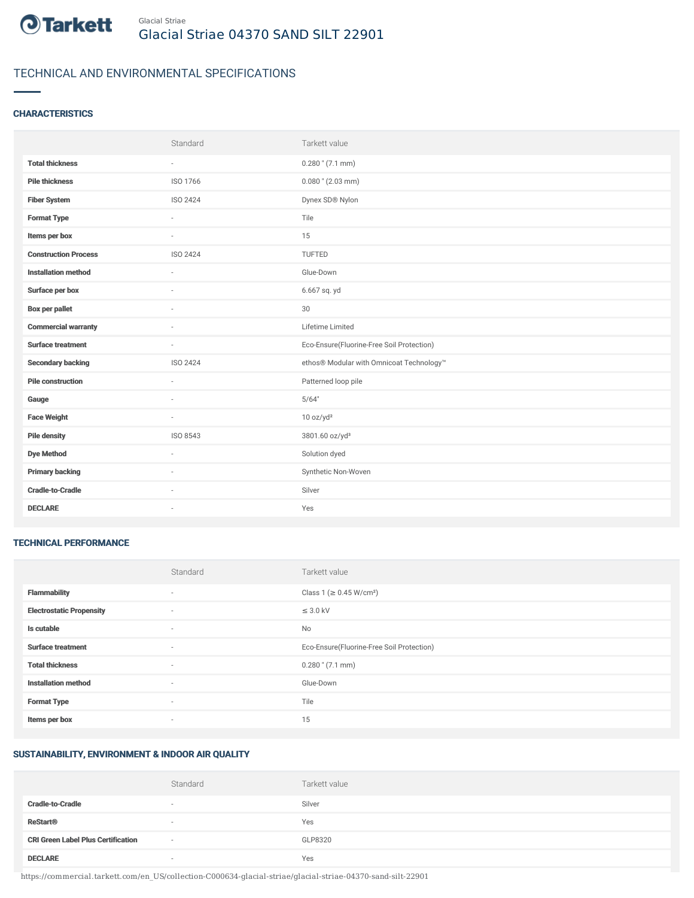Tarkett

Glacial Striae

# Glacial Striae 04370 SAND SILT 22901

## TECHNICAL AND ENVIRONMENTAL SPECIFICATIONS

### CHARACTERISTICS

| | Standard | Tarkett value |
|---|---|---|
| **Total thickness** | - | 0.280 " (7.1 mm) |
| **Pile thickness** | ISO 1766 | 0.080 " (2.03 mm) |
| **Fiber System** | ISO 2424 | Dynex SD® Nylon |
| **Format Type** | - | Tile |
| **Items per box** | - | 15 |
| **Construction Process** | ISO 2424 | TUFTED |
| **Installation method** | - | Glue-Down |
| **Surface per box** | - | 6.667 sq. yd |
| **Box per pallet** | - | 30 |
| **Commercial warranty** | - | Lifetime Limited |
| **Surface treatment** | - | Eco-Ensure(Fluorine-Free Soil Protection) |
| **Secondary backing** | ISO 2424 | ethos® Modular with Omnicoat Technology™ |
| **Pile construction** | - | Patterned loop pile |
| **Gauge** | - | 5/64" |
| **Face Weight** | - | 10 oz/yd² |
| **Pile density** | ISO 8543 | 3801.60 oz/yd³ |
| **Dye Method** | - | Solution dyed |
| **Primary backing** | - | Synthetic Non-Woven |
| **Cradle-to-Cradle** | - | Silver |
| **DECLARE** | - | Yes |

### TECHNICAL PERFORMANCE

| | Standard | Tarkett value |
|---|---|---|
| **Flammability** | - | Class 1 (≥ 0.45 W/cm²) |
| **Electrostatic Propensity** | - | ≤ 3.0 kV |
| **Is cutable** | - | No |
| **Surface treatment** | - | Eco-Ensure(Fluorine-Free Soil Protection) |
| **Total thickness** | - | 0.280 " (7.1 mm) |
| **Installation method** | - | Glue-Down |
| **Format Type** | - | Tile |
| **Items per box** | - | 15 |

### SUSTAINABILITY, ENVIRONMENT & INDOOR AIR QUALITY

| | Standard | Tarkett value |
|---|---|---|
| **Cradle-to-Cradle** | - | Silver |
| **ReStart®** | - | Yes |
| **CRI Green Label Plus Certification** | - | GLP8320 |
| **DECLARE** | - | Yes |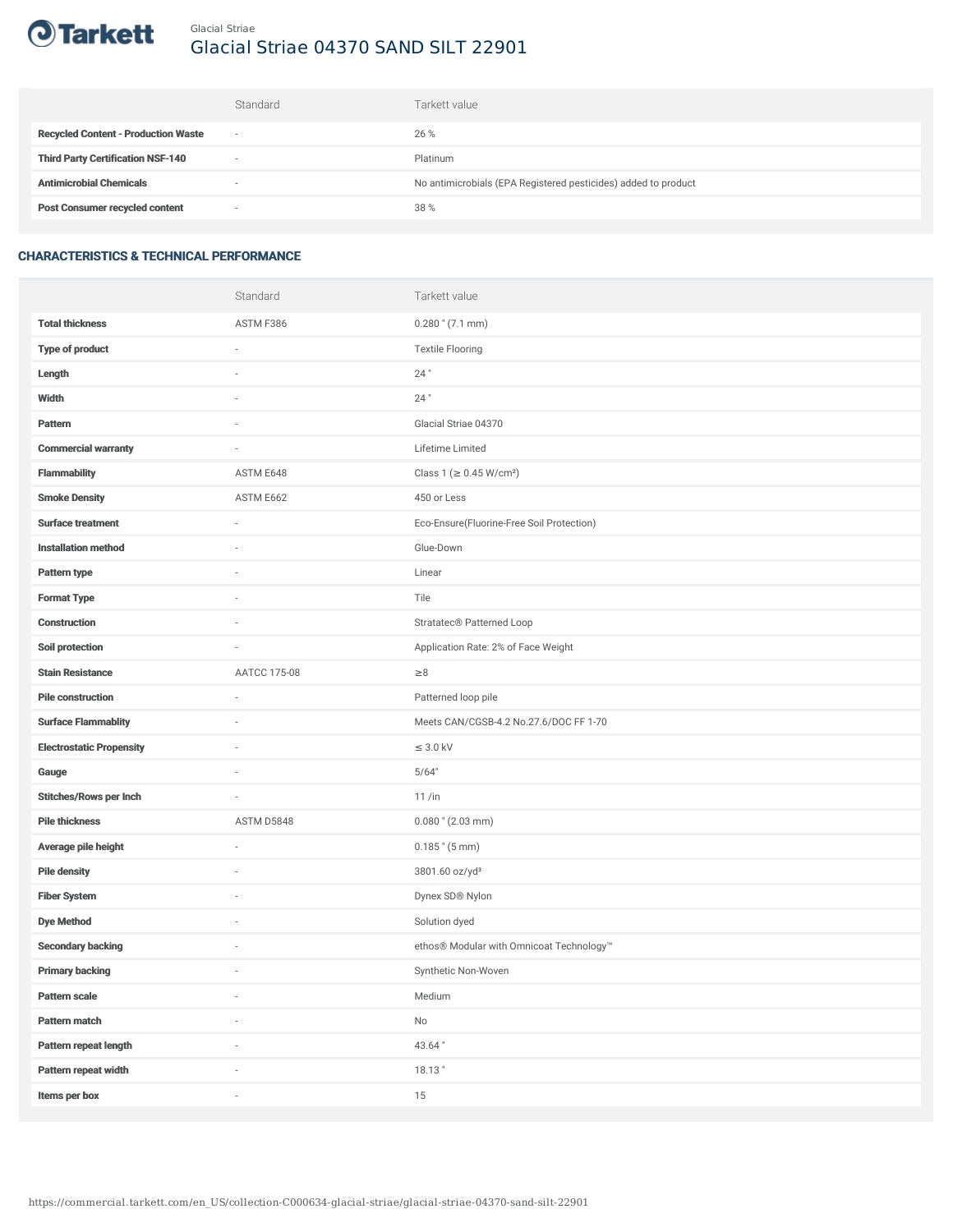Glacial Striae

# Glacial Striae 04370 SAND SILT 22901

| | Standard | Tarkett value |
|---|---|---|
| **Recycled Content - Production Waste** | - | 26 % |
| **Third Party Certification NSF-140** | - | Platinum |
| **Antimicrobial Chemicals** | - | No antimicrobials (EPA Registered pesticides) added to product |
| **Post Consumer recycled content** | - | 38 % |

## CHARACTERISTICS & TECHNICAL PERFORMANCE

| | Standard | Tarkett value |
|---|---|---|
| **Total thickness** | ASTM F386 | 0.280 " (7.1 mm) |
| **Type of product** | - | Textile Flooring |
| **Length** | - | 24 " |
| **Width** | - | 24 " |
| **Pattern** | - | Glacial Striae 04370 |
| **Commercial warranty** | - | Lifetime Limited |
| **Flammability** | ASTM E648 | Class 1 (≥ 0.45 W/cm²) |
| **Smoke Density** | ASTM E662 | 450 or Less |
| **Surface treatment** | - | Eco-Ensure(Fluorine-Free Soil Protection) |
| **Installation method** | - | Glue-Down |
| **Pattern type** | - | Linear |
| **Format Type** | - | Tile |
| **Construction** | - | Stratatec® Patterned Loop |
| **Soil protection** | - | Application Rate: 2% of Face Weight |
| **Stain Resistance** | AATCC 175-08 | ≥8 |
| **Pile construction** | - | Patterned loop pile |
| **Surface Flammablity** | - | Meets CAN/CGSB-4.2 No.27.6/DOC FF 1-70 |
| **Electrostatic Propensity** | - | ≤ 3.0 kV |
| **Gauge** | - | 5/64" |
| **Stitches/Rows per Inch** | - | 11 /in |
| **Pile thickness** | ASTM D5848 | 0.080 " (2.03 mm) |
| **Average pile height** | - | 0.185 " (5 mm) |
| **Pile density** | - | 3801.60 oz/yd³ |
| **Fiber System** | - | Dynex SD® Nylon |
| **Dye Method** | - | Solution dyed |
| **Secondary backing** | - | ethos® Modular with Omnicoat Technology™ |
| **Primary backing** | - | Synthetic Non-Woven |
| **Pattern scale** | - | Medium |
| **Pattern match** | - | No |
| **Pattern repeat length** | - | 43.64 " |
| **Pattern repeat width** | - | 18.13 " |
| **Items per box** | - | 15 |